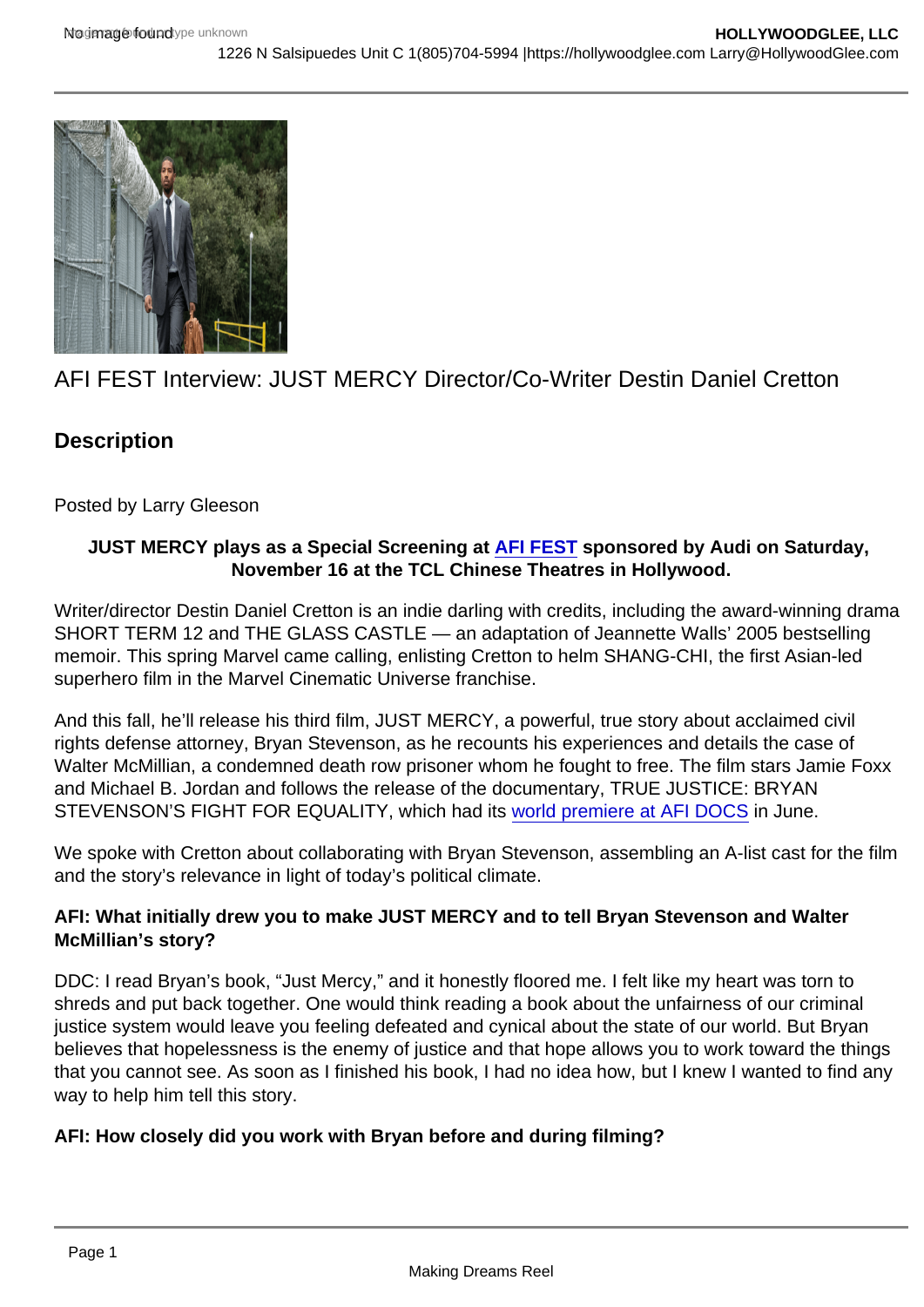# AFI FEST Interview: JUST MERCY Director/Co-Writer Destin Daniel Cretton

## Description

Posted by Larry Gleeson

**JUST MERCY plays as a Special Screening at AFI FEST sponsored by Audi on Saturday, November 16 at the TCL Chinese Theatres in Hollywood.**

Writer/director Destin Daniel Cretton is an indie darling with credits, including the award-winning drama SHORT TERM 12 and THE GLASS CASTLE — an adaptation of Jeannette Walls' 2005 bestselling memoir. This spring Marvel came calling, enlisting Cretton to helm SHANG-CHI, the first Asian-led superhero film in the Marvel Cinematic Universe franchise.

And this fall, he'll release his third film, JUST MERCY, a powerful, true story about acclaimed civil rights defense attorney, Bryan Stevenson, as he recounts his experiences and details the case of Walter McMillian, a condemned death row prisoner whom he fought to free. The film stars Jamie Foxx and Michael B. Jordan and follows the release of the documentary, TRUE JUSTICE: BRYAN STEVENSON'S FIGHT FOR EQUALITY, which had its world premiere at AFI DOCS in June.

We spoke with Cretton about collaborating with Bryan Stevenson, assembling an A-list cast for the film and the story's relevance in light of today's political climate.

**AFI: What initially drew you to make JUST MERCY and to tell Bryan Stevenson and Walter McMillian's story?**

DDC: I read Bryan's book, "Just Mercy," and it honestly floored me. I felt like my heart was torn to shreds and put back together. One would think reading a book about the unfairness of our criminal justice system would leave you feeling defeated and cynical about the state of our world. But Bryan believes that hopelessness is the enemy of justice and that hope allows you to work toward the things that you cannot see. As soon as I finished his book, I had no idea how, but I knew I wanted to find any way to help him tell this story.

**AFI: How closely did you work with Bryan before and during filming?**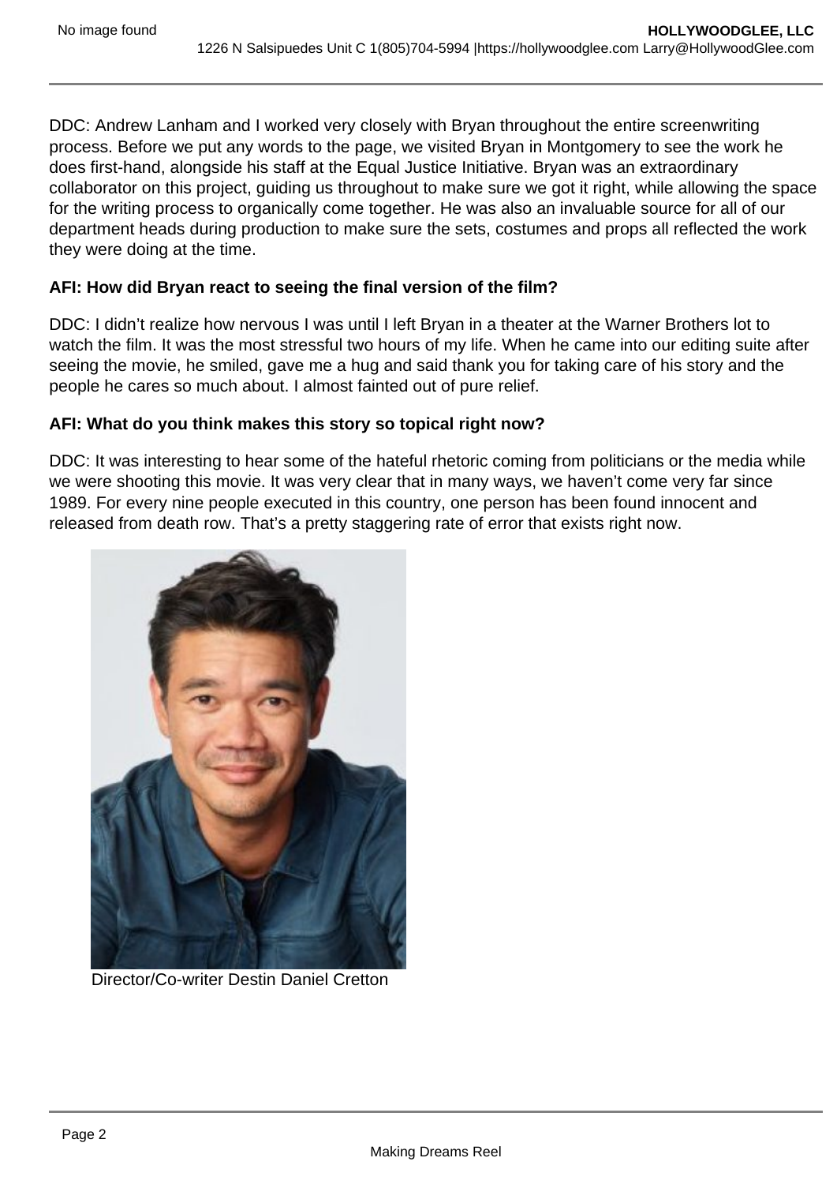DDC: Andrew Lanham and I worked very closely with Bryan throughout the entire screenwriting process. Before we put any words to the page, we visited Bryan in Montgomery to see the work he does first-hand, alongside his staff at the Equal Justice Initiative. Bryan was an extraordinary collaborator on this project, guiding us throughout to make sure we got it right, while allowing the space for the writing process to organically come together. He was also an invaluable source for all of our department heads during production to make sure the sets, costumes and props all reflected the work they were doing at the time.

**AFI: How did Bryan react to seeing the final version of the film?**

DDC: I didn't realize how nervous I was until I left Bryan in a theater at the Warner Brothers lot to watch the film. It was the most stressful two hours of my life. When he came into our editing suite after seeing the movie, he smiled, gave me a hug and said thank you for taking care of his story and the people he cares so much about. I almost fainted out of pure relief.

**AFI: What do you think makes this story so topical right now?**

DDC: It was interesting to hear some of the hateful rhetoric coming from politicians or the media while we were shooting this movie. It was very clear that in many ways, we haven't come very far since 1989. For every nine people executed in this country, one person has been found innocent and released from death row. That's a pretty staggering rate of error that exists right now.

Director/Co-writer Destin Daniel Cretton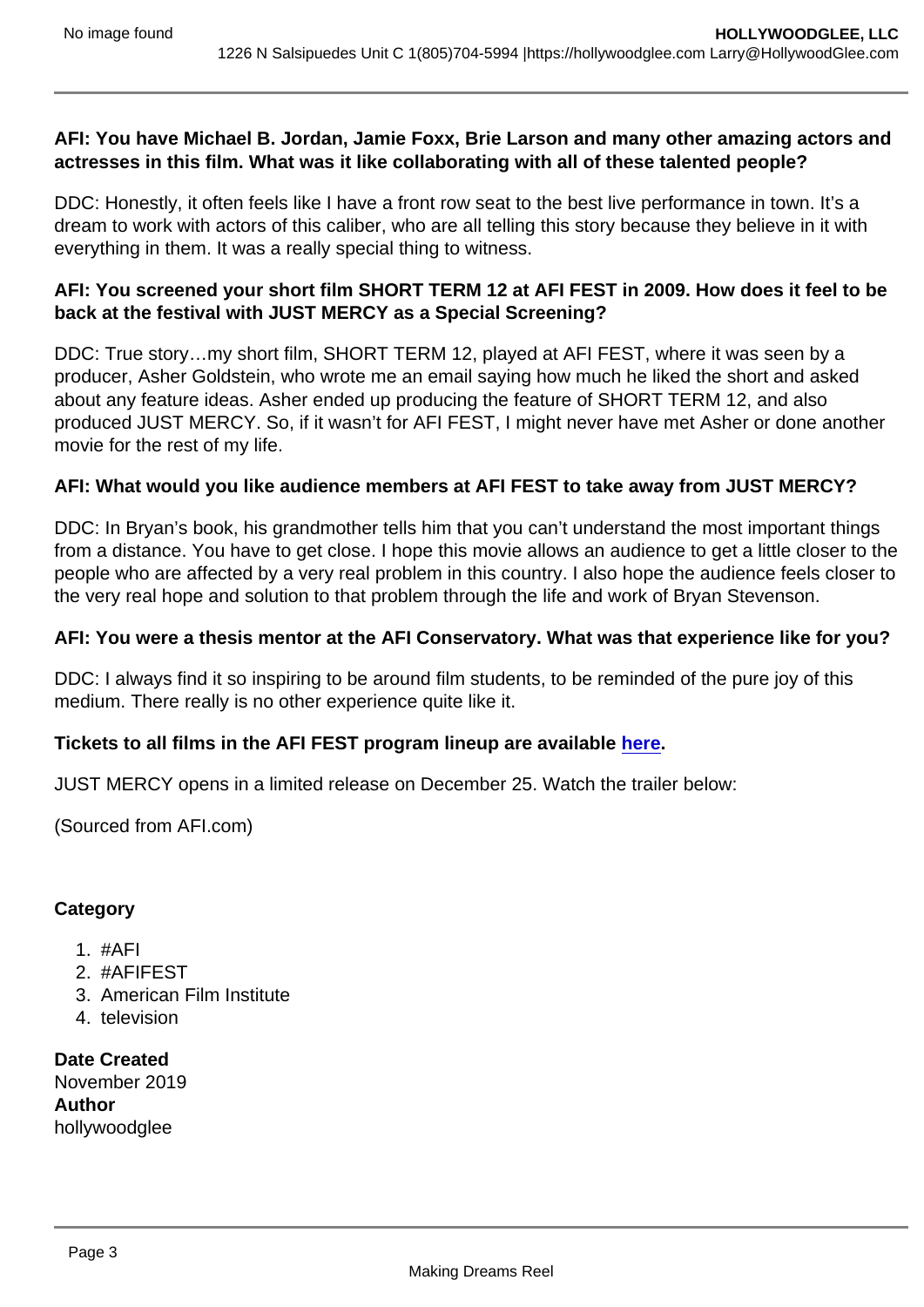**AFI: You have Michael B. Jordan, Jamie Foxx, Brie Larson and many other amazing actors and actresses in this film. What was it like collaborating with all of these talented people?**

DDC: Honestly, it often feels like I have a front row seat to the best live performance in town. It's a dream to work with actors of this caliber, who are all telling this story because they believe in it with everything in them. It was a really special thing to witness.

**AFI: You screened your short film SHORT TERM 12 at AFI FEST in 2009. How does it feel to be back at the festival with JUST MERCY as a Special Screening?**

DDC: True story…my short film, SHORT TERM 12, played at AFI FEST, where it was seen by a producer, Asher Goldstein, who wrote me an email saying how much he liked the short and asked about any feature ideas. Asher ended up producing the feature of SHORT TERM 12, and also produced JUST MERCY. So, if it wasn't for AFI FEST, I might never have met Asher or done another movie for the rest of my life.

**AFI: What would you like audience members at AFI FEST to take away from JUST MERCY?**

DDC: In Bryan's book, his grandmother tells him that you can't understand the most important things from a distance. You have to get close. I hope this movie allows an audience to get a little closer to the people who are affected by a very real problem in this country. I also hope the audience feels closer to the very real hope and solution to that problem through the life and work of Bryan Stevenson.

**AFI: You were a thesis mentor at the AFI Conservatory. What was that experience like for you?**

DDC: I always find it so inspiring to be around film students, to be reminded of the pure joy of this medium. There really is no other experience quite like it.

**Tickets to all films in the AFI FEST program lineup are available here.**

JUST MERCY opens in a limited release on December 25. Watch the trailer below:

(Sourced from AFI.com)

**Category**

1. #AFI
2. #AFIFEST
3. American Film Institute
4. television

**Date Created**
November 2019
**Author**
hollywoodglee